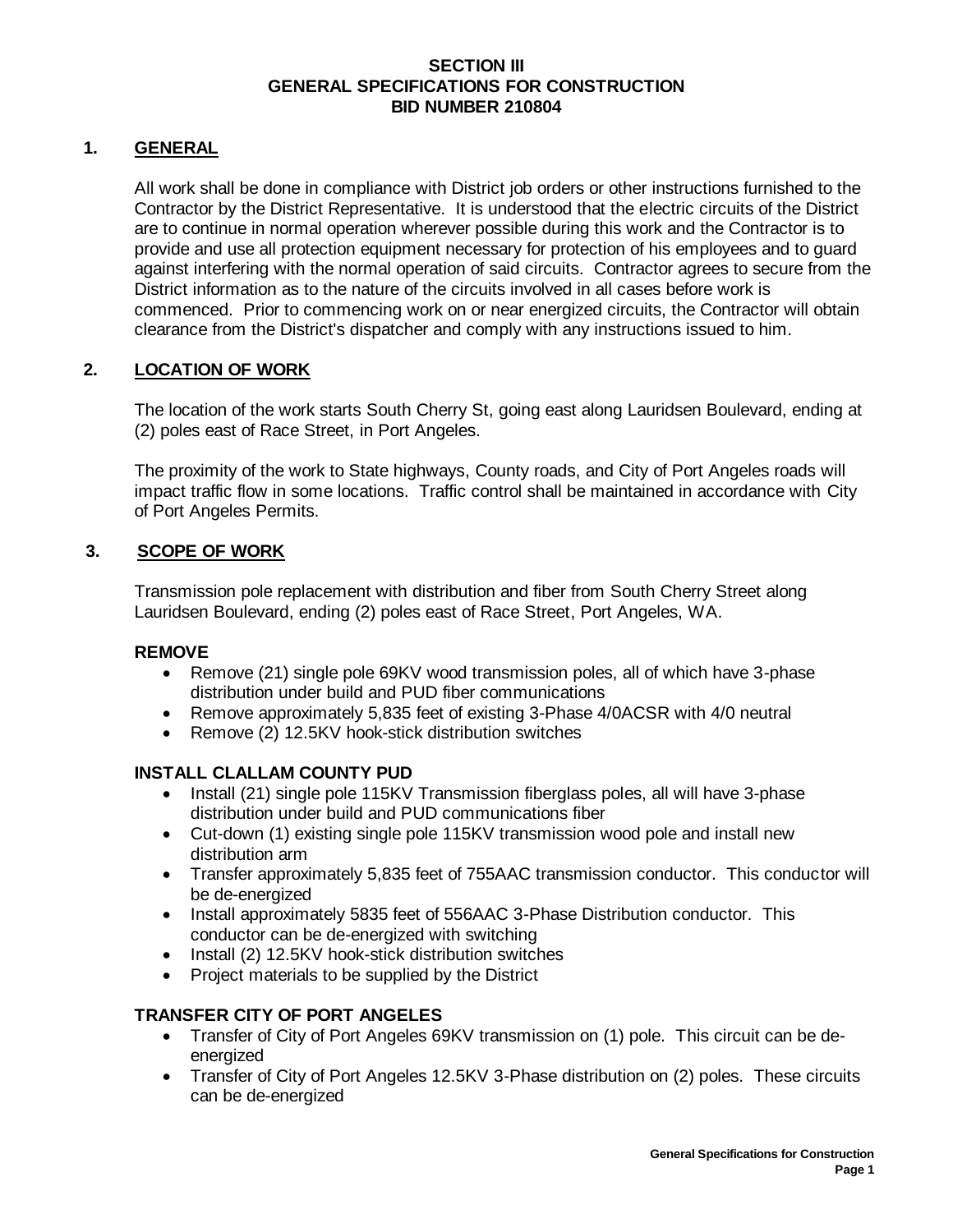# SECTION III
# GENERAL SPECIFICATIONS FOR CONSTRUCTION
# BID NUMBER 210804

## 1. GENERAL

All work shall be done in compliance with District job orders or other instructions furnished to the Contractor by the District Representative. It is understood that the electric circuits of the District are to continue in normal operation wherever possible during this work and the Contractor is to provide and use all protection equipment necessary for protection of his employees and to guard against interfering with the normal operation of said circuits. Contractor agrees to secure from the District information as to the nature of the circuits involved in all cases before work is commenced. Prior to commencing work on or near energized circuits, the Contractor will obtain clearance from the District's dispatcher and comply with any instructions issued to him.

## 2. LOCATION OF WORK

The location of the work starts South Cherry St, going east along Lauridsen Boulevard, ending at (2) poles east of Race Street, in Port Angeles.

The proximity of the work to State highways, County roads, and City of Port Angeles roads will impact traffic flow in some locations. Traffic control shall be maintained in accordance with City of Port Angeles Permits.

## 3. SCOPE OF WORK

Transmission pole replacement with distribution and fiber from South Cherry Street along Lauridsen Boulevard, ending (2) poles east of Race Street, Port Angeles, WA.

**REMOVE**

- Remove (21) single pole 69KV wood transmission poles, all of which have 3-phase distribution under build and PUD fiber communications
- Remove approximately 5,835 feet of existing 3-Phase 4/0ACSR with 4/0 neutral
- Remove (2) 12.5KV hook-stick distribution switches

**INSTALL CLALLAM COUNTY PUD**

- Install (21) single pole 115KV Transmission fiberglass poles, all will have 3-phase distribution under build and PUD communications fiber
- Cut-down (1) existing single pole 115KV transmission wood pole and install new distribution arm
- Transfer approximately 5,835 feet of 755AAC transmission conductor. This conductor will be de-energized
- Install approximately 5835 feet of 556AAC 3-Phase Distribution conductor. This conductor can be de-energized with switching
- Install (2) 12.5KV hook-stick distribution switches
- Project materials to be supplied by the District

**TRANSFER CITY OF PORT ANGELES**

- Transfer of City of Port Angeles 69KV transmission on (1) pole. This circuit can be de-energized
- Transfer of City of Port Angeles 12.5KV 3-Phase distribution on (2) poles. These circuits can be de-energized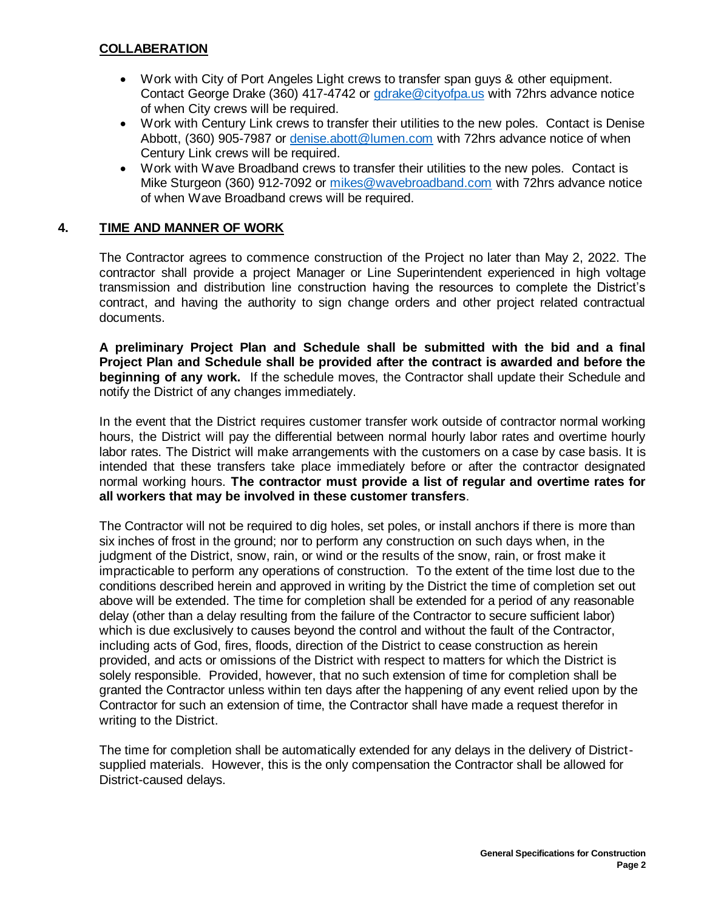**COLLABERATION**

- Work with City of Port Angeles Light crews to transfer span guys & other equipment. Contact George Drake (360) 417-4742 or gdrake@cityofpa.us with 72hrs advance notice of when City crews will be required.
- Work with Century Link crews to transfer their utilities to the new poles. Contact is Denise Abbott, (360) 905-7987 or denise.abott@lumen.com with 72hrs advance notice of when Century Link crews will be required.
- Work with Wave Broadband crews to transfer their utilities to the new poles. Contact is Mike Sturgeon (360) 912-7092 or mikes@wavebroadband.com with 72hrs advance notice of when Wave Broadband crews will be required.

## 4. TIME AND MANNER OF WORK

The Contractor agrees to commence construction of the Project no later than May 2, 2022. The contractor shall provide a project Manager or Line Superintendent experienced in high voltage transmission and distribution line construction having the resources to complete the District's contract, and having the authority to sign change orders and other project related contractual documents.

**A preliminary Project Plan and Schedule shall be submitted with the bid and a final Project Plan and Schedule shall be provided after the contract is awarded and before the beginning of any work.** If the schedule moves, the Contractor shall update their Schedule and notify the District of any changes immediately.

In the event that the District requires customer transfer work outside of contractor normal working hours, the District will pay the differential between normal hourly labor rates and overtime hourly labor rates. The District will make arrangements with the customers on a case by case basis. It is intended that these transfers take place immediately before or after the contractor designated normal working hours. **The contractor must provide a list of regular and overtime rates for all workers that may be involved in these customer transfers**.

The Contractor will not be required to dig holes, set poles, or install anchors if there is more than six inches of frost in the ground; nor to perform any construction on such days when, in the judgment of the District, snow, rain, or wind or the results of the snow, rain, or frost make it impracticable to perform any operations of construction. To the extent of the time lost due to the conditions described herein and approved in writing by the District the time of completion set out above will be extended. The time for completion shall be extended for a period of any reasonable delay (other than a delay resulting from the failure of the Contractor to secure sufficient labor) which is due exclusively to causes beyond the control and without the fault of the Contractor, including acts of God, fires, floods, direction of the District to cease construction as herein provided, and acts or omissions of the District with respect to matters for which the District is solely responsible. Provided, however, that no such extension of time for completion shall be granted the Contractor unless within ten days after the happening of any event relied upon by the Contractor for such an extension of time, the Contractor shall have made a request therefor in writing to the District.

The time for completion shall be automatically extended for any delays in the delivery of District-supplied materials. However, this is the only compensation the Contractor shall be allowed for District-caused delays.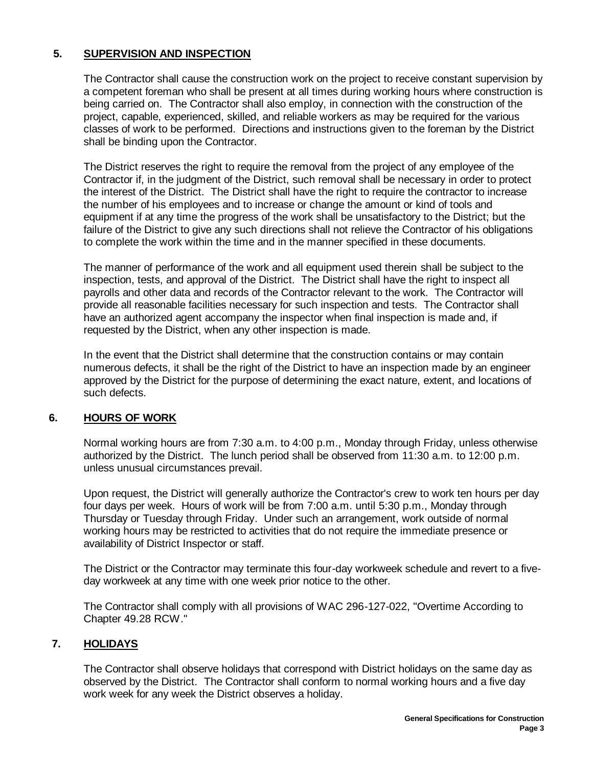## 5. SUPERVISION AND INSPECTION

The Contractor shall cause the construction work on the project to receive constant supervision by a competent foreman who shall be present at all times during working hours where construction is being carried on. The Contractor shall also employ, in connection with the construction of the project, capable, experienced, skilled, and reliable workers as may be required for the various classes of work to be performed. Directions and instructions given to the foreman by the District shall be binding upon the Contractor.

The District reserves the right to require the removal from the project of any employee of the Contractor if, in the judgment of the District, such removal shall be necessary in order to protect the interest of the District. The District shall have the right to require the contractor to increase the number of his employees and to increase or change the amount or kind of tools and equipment if at any time the progress of the work shall be unsatisfactory to the District; but the failure of the District to give any such directions shall not relieve the Contractor of his obligations to complete the work within the time and in the manner specified in these documents.

The manner of performance of the work and all equipment used therein shall be subject to the inspection, tests, and approval of the District. The District shall have the right to inspect all payrolls and other data and records of the Contractor relevant to the work. The Contractor will provide all reasonable facilities necessary for such inspection and tests. The Contractor shall have an authorized agent accompany the inspector when final inspection is made and, if requested by the District, when any other inspection is made.

In the event that the District shall determine that the construction contains or may contain numerous defects, it shall be the right of the District to have an inspection made by an engineer approved by the District for the purpose of determining the exact nature, extent, and locations of such defects.

## 6. HOURS OF WORK

Normal working hours are from 7:30 a.m. to 4:00 p.m., Monday through Friday, unless otherwise authorized by the District. The lunch period shall be observed from 11:30 a.m. to 12:00 p.m. unless unusual circumstances prevail.

Upon request, the District will generally authorize the Contractor's crew to work ten hours per day four days per week. Hours of work will be from 7:00 a.m. until 5:30 p.m., Monday through Thursday or Tuesday through Friday. Under such an arrangement, work outside of normal working hours may be restricted to activities that do not require the immediate presence or availability of District Inspector or staff.

The District or the Contractor may terminate this four-day workweek schedule and revert to a five-day workweek at any time with one week prior notice to the other.

The Contractor shall comply with all provisions of WAC 296-127-022, "Overtime According to Chapter 49.28 RCW."

## 7. HOLIDAYS

The Contractor shall observe holidays that correspond with District holidays on the same day as observed by the District. The Contractor shall conform to normal working hours and a five day work week for any week the District observes a holiday.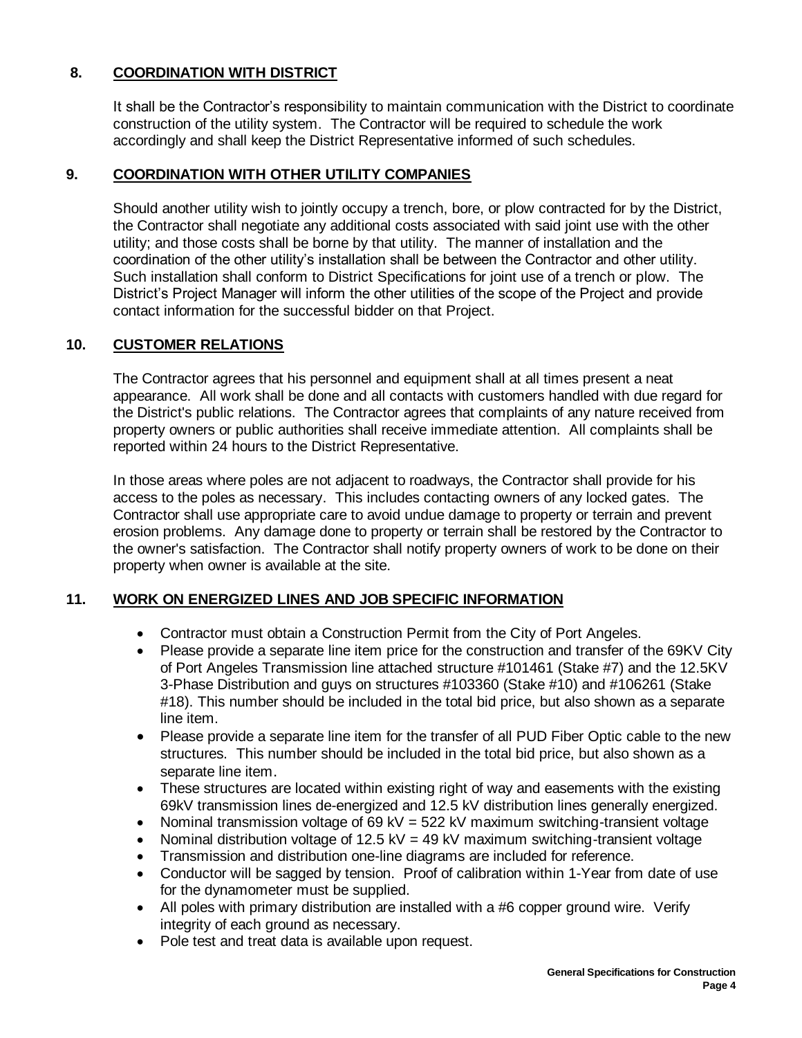## 8. COORDINATION WITH DISTRICT

It shall be the Contractor's responsibility to maintain communication with the District to coordinate construction of the utility system. The Contractor will be required to schedule the work accordingly and shall keep the District Representative informed of such schedules.

## 9. COORDINATION WITH OTHER UTILITY COMPANIES

Should another utility wish to jointly occupy a trench, bore, or plow contracted for by the District, the Contractor shall negotiate any additional costs associated with said joint use with the other utility; and those costs shall be borne by that utility. The manner of installation and the coordination of the other utility's installation shall be between the Contractor and other utility. Such installation shall conform to District Specifications for joint use of a trench or plow. The District's Project Manager will inform the other utilities of the scope of the Project and provide contact information for the successful bidder on that Project.

## 10. CUSTOMER RELATIONS

The Contractor agrees that his personnel and equipment shall at all times present a neat appearance. All work shall be done and all contacts with customers handled with due regard for the District's public relations. The Contractor agrees that complaints of any nature received from property owners or public authorities shall receive immediate attention. All complaints shall be reported within 24 hours to the District Representative.

In those areas where poles are not adjacent to roadways, the Contractor shall provide for his access to the poles as necessary. This includes contacting owners of any locked gates. The Contractor shall use appropriate care to avoid undue damage to property or terrain and prevent erosion problems. Any damage done to property or terrain shall be restored by the Contractor to the owner's satisfaction. The Contractor shall notify property owners of work to be done on their property when owner is available at the site.

## 11. WORK ON ENERGIZED LINES AND JOB SPECIFIC INFORMATION

- Contractor must obtain a Construction Permit from the City of Port Angeles.
- Please provide a separate line item price for the construction and transfer of the 69KV City of Port Angeles Transmission line attached structure #101461 (Stake #7) and the 12.5KV 3-Phase Distribution and guys on structures #103360 (Stake #10) and #106261 (Stake #18). This number should be included in the total bid price, but also shown as a separate line item.
- Please provide a separate line item for the transfer of all PUD Fiber Optic cable to the new structures. This number should be included in the total bid price, but also shown as a separate line item.
- These structures are located within existing right of way and easements with the existing 69kV transmission lines de-energized and 12.5 kV distribution lines generally energized.
- Nominal transmission voltage of 69 kV = 522 kV maximum switching-transient voltage
- Nominal distribution voltage of 12.5 kV = 49 kV maximum switching-transient voltage
- Transmission and distribution one-line diagrams are included for reference.
- Conductor will be sagged by tension. Proof of calibration within 1-Year from date of use for the dynamometer must be supplied.
- All poles with primary distribution are installed with a #6 copper ground wire. Verify integrity of each ground as necessary.
- Pole test and treat data is available upon request.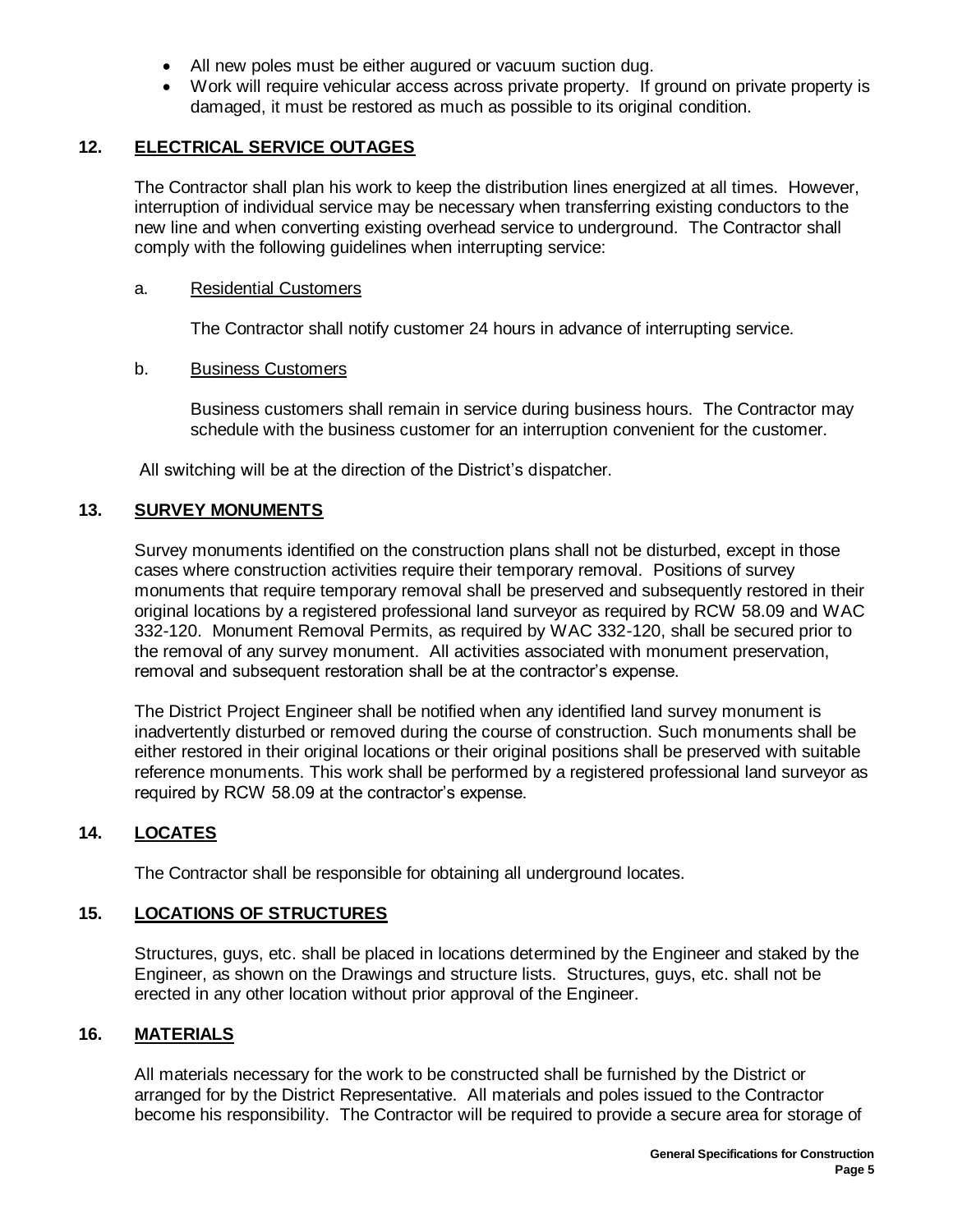- All new poles must be either augured or vacuum suction dug.
- Work will require vehicular access across private property. If ground on private property is damaged, it must be restored as much as possible to its original condition.

## 12. ELECTRICAL SERVICE OUTAGES

The Contractor shall plan his work to keep the distribution lines energized at all times. However, interruption of individual service may be necessary when transferring existing conductors to the new line and when converting existing overhead service to underground. The Contractor shall comply with the following guidelines when interrupting service:

a. Residential Customers

The Contractor shall notify customer 24 hours in advance of interrupting service.

b. Business Customers

Business customers shall remain in service during business hours. The Contractor may schedule with the business customer for an interruption convenient for the customer.

All switching will be at the direction of the District's dispatcher.

## 13. SURVEY MONUMENTS

Survey monuments identified on the construction plans shall not be disturbed, except in those cases where construction activities require their temporary removal. Positions of survey monuments that require temporary removal shall be preserved and subsequently restored in their original locations by a registered professional land surveyor as required by RCW 58.09 and WAC 332-120. Monument Removal Permits, as required by WAC 332-120, shall be secured prior to the removal of any survey monument. All activities associated with monument preservation, removal and subsequent restoration shall be at the contractor's expense.

The District Project Engineer shall be notified when any identified land survey monument is inadvertently disturbed or removed during the course of construction. Such monuments shall be either restored in their original locations or their original positions shall be preserved with suitable reference monuments. This work shall be performed by a registered professional land surveyor as required by RCW 58.09 at the contractor's expense.

## 14. LOCATES

The Contractor shall be responsible for obtaining all underground locates.

## 15. LOCATIONS OF STRUCTURES

Structures, guys, etc. shall be placed in locations determined by the Engineer and staked by the Engineer, as shown on the Drawings and structure lists. Structures, guys, etc. shall not be erected in any other location without prior approval of the Engineer.

## 16. MATERIALS

All materials necessary for the work to be constructed shall be furnished by the District or arranged for by the District Representative. All materials and poles issued to the Contractor become his responsibility. The Contractor will be required to provide a secure area for storage of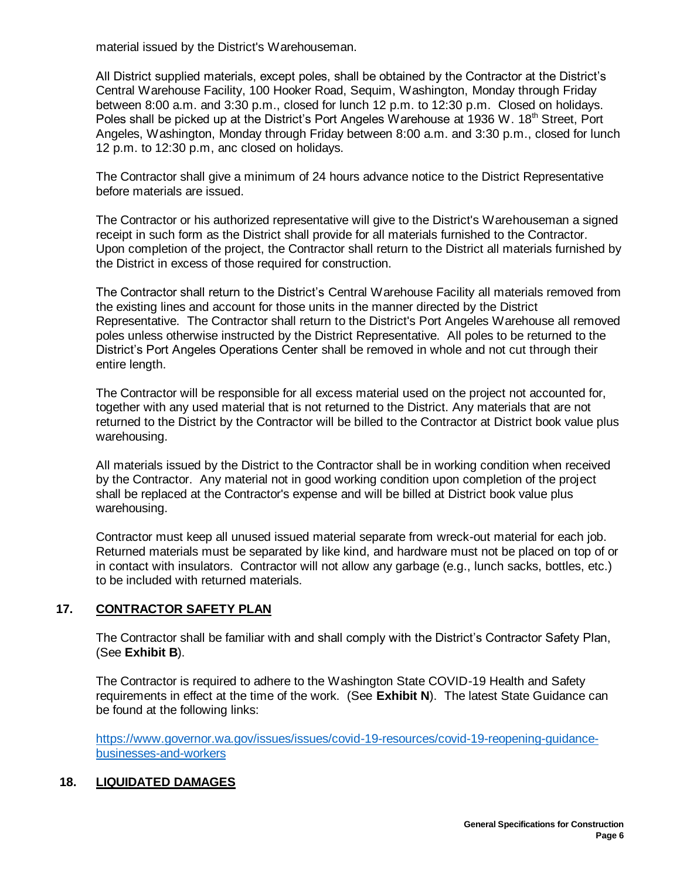material issued by the District's Warehouseman.

All District supplied materials, except poles, shall be obtained by the Contractor at the District's Central Warehouse Facility, 100 Hooker Road, Sequim, Washington, Monday through Friday between 8:00 a.m. and 3:30 p.m., closed for lunch 12 p.m. to 12:30 p.m. Closed on holidays. Poles shall be picked up at the District's Port Angeles Warehouse at 1936 W. 18th Street, Port Angeles, Washington, Monday through Friday between 8:00 a.m. and 3:30 p.m., closed for lunch 12 p.m. to 12:30 p.m, anc closed on holidays.

The Contractor shall give a minimum of 24 hours advance notice to the District Representative before materials are issued.

The Contractor or his authorized representative will give to the District's Warehouseman a signed receipt in such form as the District shall provide for all materials furnished to the Contractor. Upon completion of the project, the Contractor shall return to the District all materials furnished by the District in excess of those required for construction.

The Contractor shall return to the District's Central Warehouse Facility all materials removed from the existing lines and account for those units in the manner directed by the District Representative. The Contractor shall return to the District's Port Angeles Warehouse all removed poles unless otherwise instructed by the District Representative. All poles to be returned to the District's Port Angeles Operations Center shall be removed in whole and not cut through their entire length.

The Contractor will be responsible for all excess material used on the project not accounted for, together with any used material that is not returned to the District. Any materials that are not returned to the District by the Contractor will be billed to the Contractor at District book value plus warehousing.

All materials issued by the District to the Contractor shall be in working condition when received by the Contractor. Any material not in good working condition upon completion of the project shall be replaced at the Contractor's expense and will be billed at District book value plus warehousing.

Contractor must keep all unused issued material separate from wreck-out material for each job. Returned materials must be separated by like kind, and hardware must not be placed on top of or in contact with insulators. Contractor will not allow any garbage (e.g., lunch sacks, bottles, etc.) to be included with returned materials.

## 17. CONTRACTOR SAFETY PLAN

The Contractor shall be familiar with and shall comply with the District's Contractor Safety Plan, (See **Exhibit B**).

The Contractor is required to adhere to the Washington State COVID-19 Health and Safety requirements in effect at the time of the work. (See **Exhibit N**). The latest State Guidance can be found at the following links:

https://www.governor.wa.gov/issues/issues/covid-19-resources/covid-19-reopening-guidance-businesses-and-workers

## 18. LIQUIDATED DAMAGES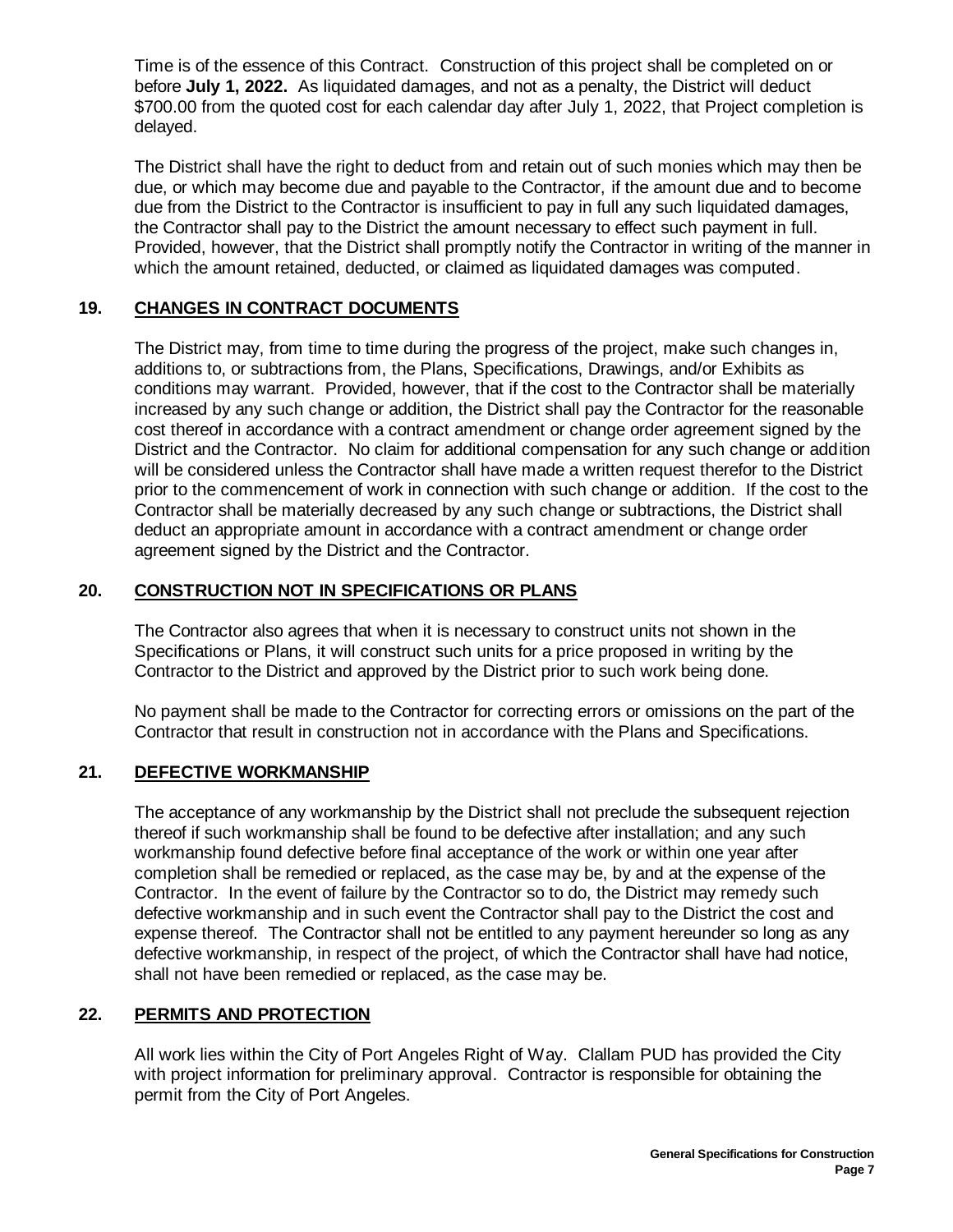Time is of the essence of this Contract. Construction of this project shall be completed on or before **July 1, 2022.** As liquidated damages, and not as a penalty, the District will deduct $700.00 from the quoted cost for each calendar day after July 1, 2022, that Project completion is delayed.

The District shall have the right to deduct from and retain out of such monies which may then be due, or which may become due and payable to the Contractor, if the amount due and to become due from the District to the Contractor is insufficient to pay in full any such liquidated damages, the Contractor shall pay to the District the amount necessary to effect such payment in full. Provided, however, that the District shall promptly notify the Contractor in writing of the manner in which the amount retained, deducted, or claimed as liquidated damages was computed.

## 19. CHANGES IN CONTRACT DOCUMENTS

The District may, from time to time during the progress of the project, make such changes in, additions to, or subtractions from, the Plans, Specifications, Drawings, and/or Exhibits as conditions may warrant. Provided, however, that if the cost to the Contractor shall be materially increased by any such change or addition, the District shall pay the Contractor for the reasonable cost thereof in accordance with a contract amendment or change order agreement signed by the District and the Contractor. No claim for additional compensation for any such change or addition will be considered unless the Contractor shall have made a written request therefor to the District prior to the commencement of work in connection with such change or addition. If the cost to the Contractor shall be materially decreased by any such change or subtractions, the District shall deduct an appropriate amount in accordance with a contract amendment or change order agreement signed by the District and the Contractor.

## 20. CONSTRUCTION NOT IN SPECIFICATIONS OR PLANS

The Contractor also agrees that when it is necessary to construct units not shown in the Specifications or Plans, it will construct such units for a price proposed in writing by the Contractor to the District and approved by the District prior to such work being done.

No payment shall be made to the Contractor for correcting errors or omissions on the part of the Contractor that result in construction not in accordance with the Plans and Specifications.

## 21. DEFECTIVE WORKMANSHIP

The acceptance of any workmanship by the District shall not preclude the subsequent rejection thereof if such workmanship shall be found to be defective after installation; and any such workmanship found defective before final acceptance of the work or within one year after completion shall be remedied or replaced, as the case may be, by and at the expense of the Contractor. In the event of failure by the Contractor so to do, the District may remedy such defective workmanship and in such event the Contractor shall pay to the District the cost and expense thereof. The Contractor shall not be entitled to any payment hereunder so long as any defective workmanship, in respect of the project, of which the Contractor shall have had notice, shall not have been remedied or replaced, as the case may be.

## 22. PERMITS AND PROTECTION

All work lies within the City of Port Angeles Right of Way. Clallam PUD has provided the City with project information for preliminary approval. Contractor is responsible for obtaining the permit from the City of Port Angeles.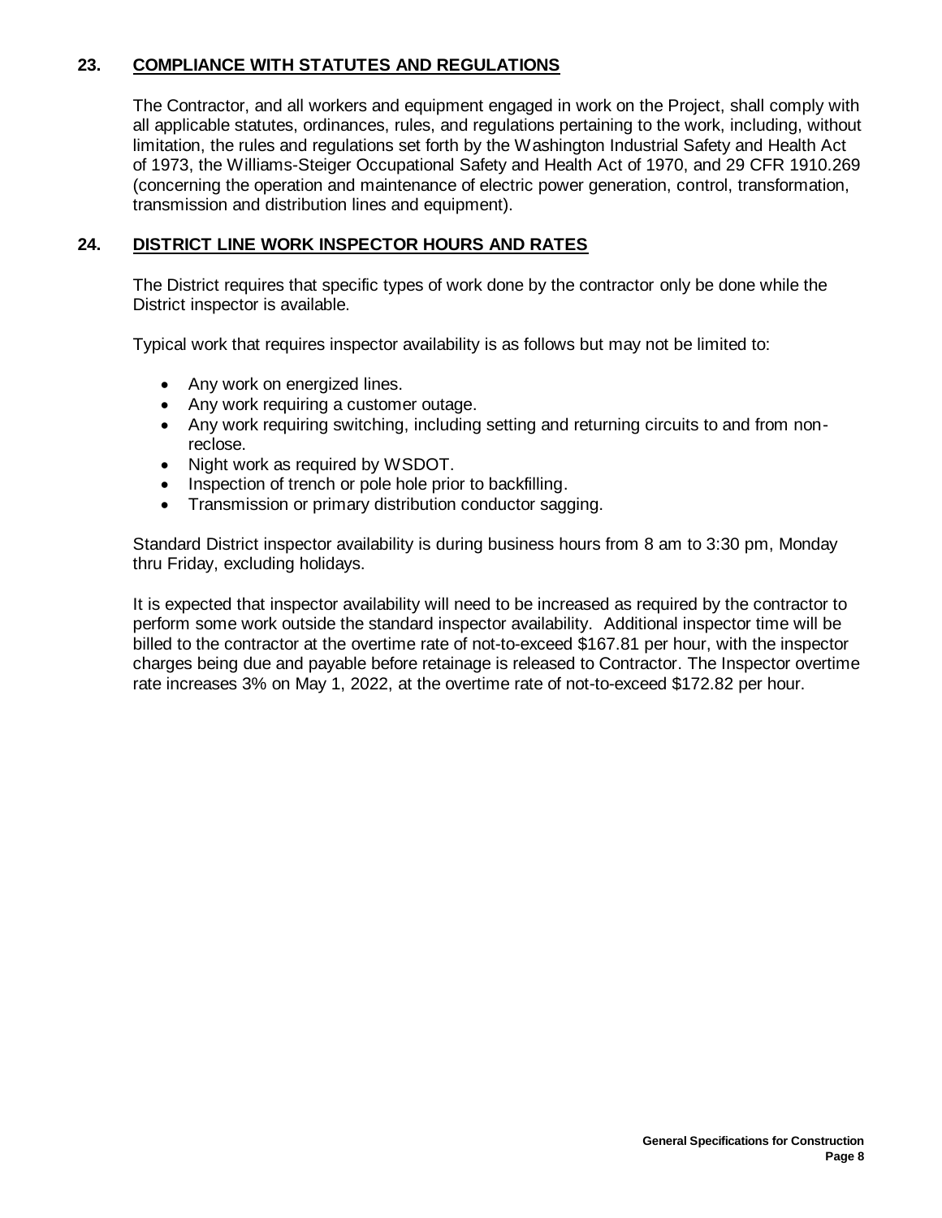## 23. COMPLIANCE WITH STATUTES AND REGULATIONS

The Contractor, and all workers and equipment engaged in work on the Project, shall comply with all applicable statutes, ordinances, rules, and regulations pertaining to the work, including, without limitation, the rules and regulations set forth by the Washington Industrial Safety and Health Act of 1973, the Williams-Steiger Occupational Safety and Health Act of 1970, and 29 CFR 1910.269 (concerning the operation and maintenance of electric power generation, control, transformation, transmission and distribution lines and equipment).

## 24. DISTRICT LINE WORK INSPECTOR HOURS AND RATES

The District requires that specific types of work done by the contractor only be done while the District inspector is available.

Typical work that requires inspector availability is as follows but may not be limited to:

- Any work on energized lines.
- Any work requiring a customer outage.
- Any work requiring switching, including setting and returning circuits to and from non-reclose.
- Night work as required by WSDOT.
- Inspection of trench or pole hole prior to backfilling.
- Transmission or primary distribution conductor sagging.

Standard District inspector availability is during business hours from 8 am to 3:30 pm, Monday thru Friday, excluding holidays.

It is expected that inspector availability will need to be increased as required by the contractor to perform some work outside the standard inspector availability. Additional inspector time will be billed to the contractor at the overtime rate of not-to-exceed $167.81 per hour, with the inspector charges being due and payable before retainage is released to Contractor. The Inspector overtime rate increases 3% on May 1, 2022, at the overtime rate of not-to-exceed $172.82 per hour.